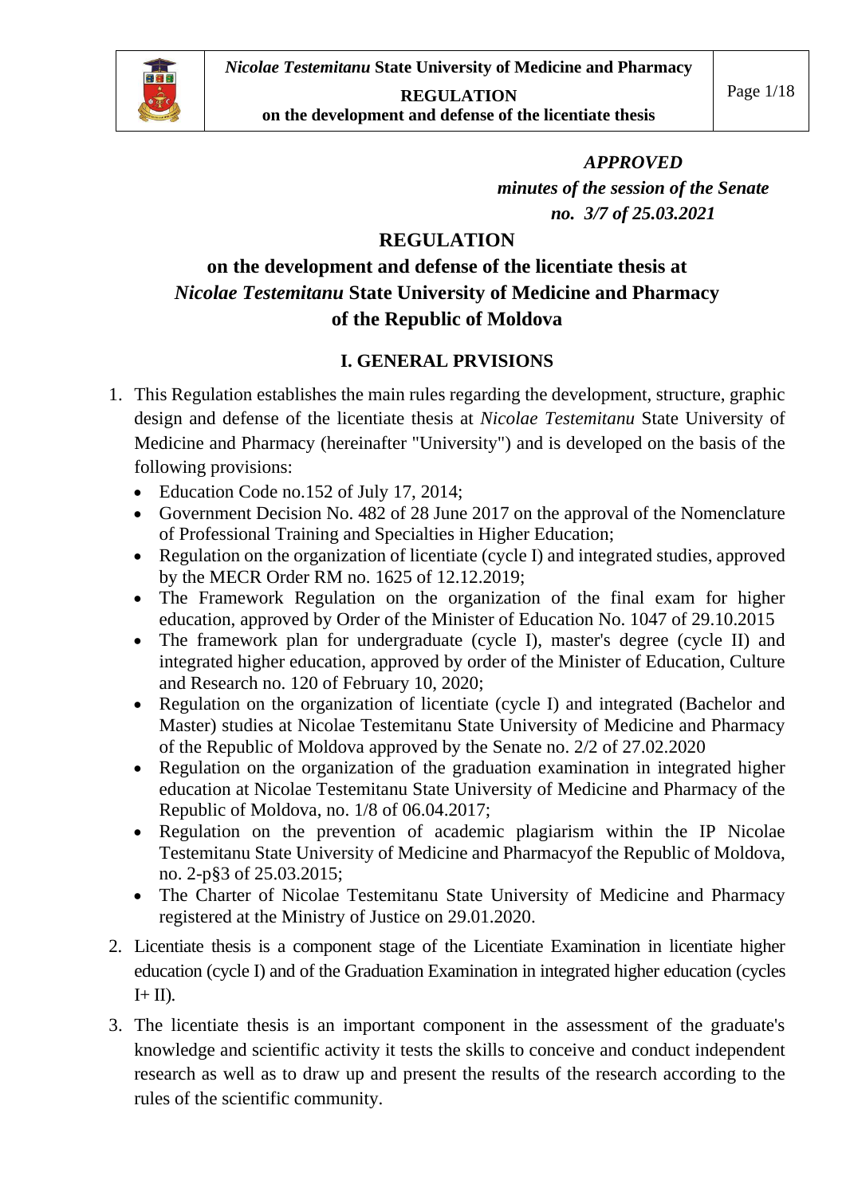***APPROVED***
***minutes of the session of the Senate***
***no. 3/7 of 25.03.2021***

# REGULATION
# on the development and defense of the licentiate thesis at *Nicolae Testemitanu* State University of Medicine and Pharmacy of the Republic of Moldova

## I. GENERAL PRVISIONS

1. This Regulation establishes the main rules regarding the development, structure, graphic design and defense of the licentiate thesis at *Nicolae Testemitanu* State University of Medicine and Pharmacy (hereinafter "University") and is developed on the basis of the following provisions:
   - Education Code no.152 of July 17, 2014;
   - Government Decision No. 482 of 28 June 2017 on the approval of the Nomenclature of Professional Training and Specialties in Higher Education;
   - Regulation on the organization of licentiate (cycle I) and integrated studies, approved by the MECR Order RM no. 1625 of 12.12.2019;
   - The Framework Regulation on the organization of the final exam for higher education, approved by Order of the Minister of Education No. 1047 of 29.10.2015
   - The framework plan for undergraduate (cycle I), master's degree (cycle II) and integrated higher education, approved by order of the Minister of Education, Culture and Research no. 120 of February 10, 2020;
   - Regulation on the organization of licentiate (cycle I) and integrated (Bachelor and Master) studies at Nicolae Testemitanu State University of Medicine and Pharmacy of the Republic of Moldova approved by the Senate no. 2/2 of 27.02.2020
   - Regulation on the organization of the graduation examination in integrated higher education at Nicolae Testemitanu State University of Medicine and Pharmacy of the Republic of Moldova, no. 1/8 of 06.04.2017;
   - Regulation on the prevention of academic plagiarism within the IP Nicolae Testemitanu State University of Medicine and Pharmacyof the Republic of Moldova, no. 2-p§3 of 25.03.2015;
   - The Charter of Nicolae Testemitanu State University of Medicine and Pharmacy registered at the Ministry of Justice on 29.01.2020.
2. Licentiate thesis is a component stage of the Licentiate Examination in licentiate higher education (cycle I) and of the Graduation Examination in integrated higher education (cycles I+ II).
3. The licentiate thesis is an important component in the assessment of the graduate's knowledge and scientific activity it tests the skills to conceive and conduct independent research as well as to draw up and present the results of the research according to the rules of the scientific community.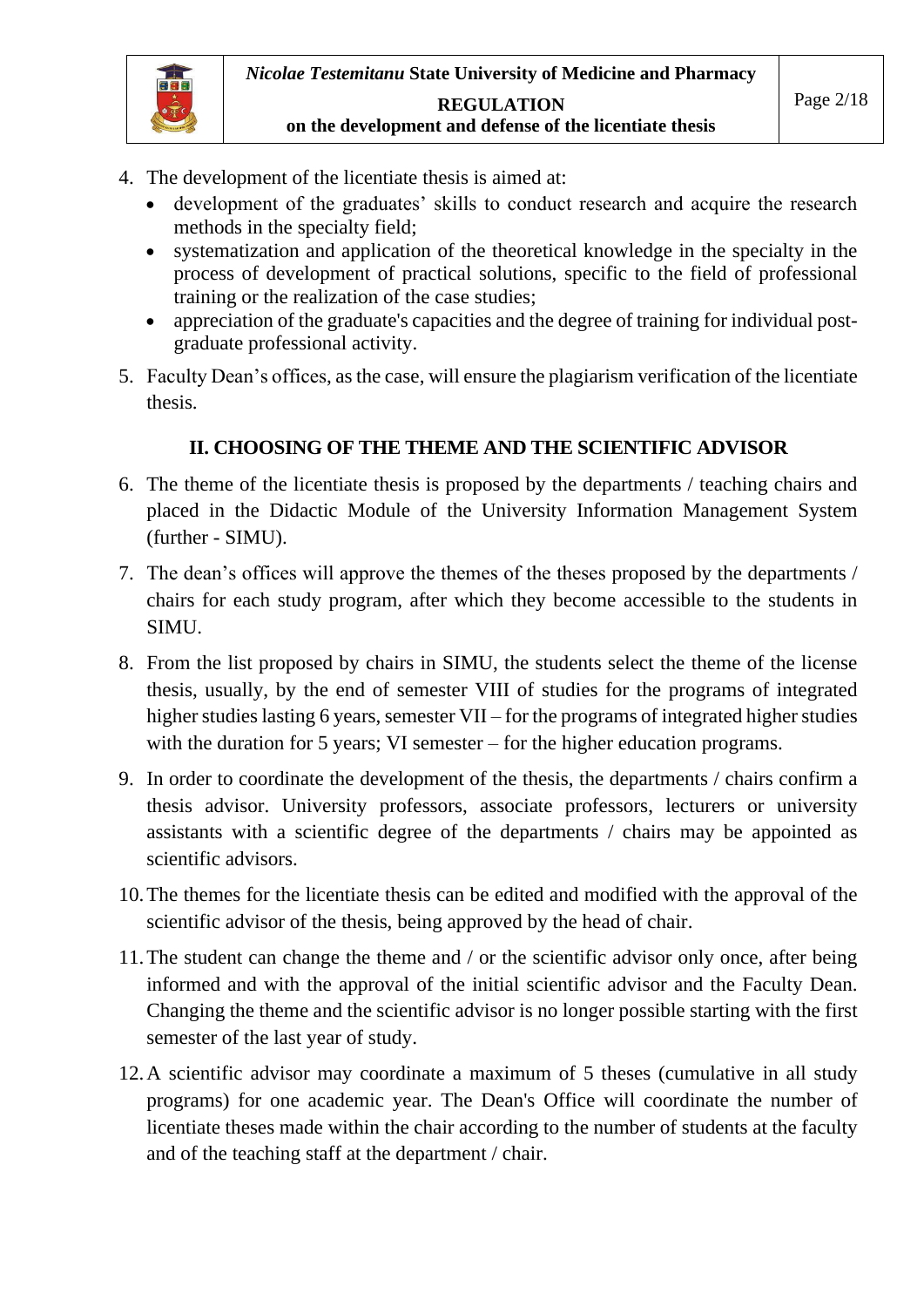4. The development of the licentiate thesis is aimed at:
   - development of the graduates' skills to conduct research and acquire the research methods in the specialty field;
   - systematization and application of the theoretical knowledge in the specialty in the process of development of practical solutions, specific to the field of professional training or the realization of the case studies;
   - appreciation of the graduate's capacities and the degree of training for individual post-graduate professional activity.
5. Faculty Dean's offices, as the case, will ensure the plagiarism verification of the licentiate thesis.

## II. CHOOSING OF THE THEME AND THE SCIENTIFIC ADVISOR

6. The theme of the licentiate thesis is proposed by the departments / teaching chairs and placed in the Didactic Module of the University Information Management System (further - SIMU).
7. The dean's offices will approve the themes of the theses proposed by the departments / chairs for each study program, after which they become accessible to the students in SIMU.
8. From the list proposed by chairs in SIMU, the students select the theme of the license thesis, usually, by the end of semester VIII of studies for the programs of integrated higher studies lasting 6 years, semester VII – for the programs of integrated higher studies with the duration for 5 years; VI semester – for the higher education programs.
9. In order to coordinate the development of the thesis, the departments / chairs confirm a thesis advisor. University professors, associate professors, lecturers or university assistants with a scientific degree of the departments / chairs may be appointed as scientific advisors.
10. The themes for the licentiate thesis can be edited and modified with the approval of the scientific advisor of the thesis, being approved by the head of chair.
11. The student can change the theme and / or the scientific advisor only once, after being informed and with the approval of the initial scientific advisor and the Faculty Dean. Changing the theme and the scientific advisor is no longer possible starting with the first semester of the last year of study.
12. A scientific advisor may coordinate a maximum of 5 theses (cumulative in all study programs) for one academic year. The Dean's Office will coordinate the number of licentiate theses made within the chair according to the number of students at the faculty and of the teaching staff at the department / chair.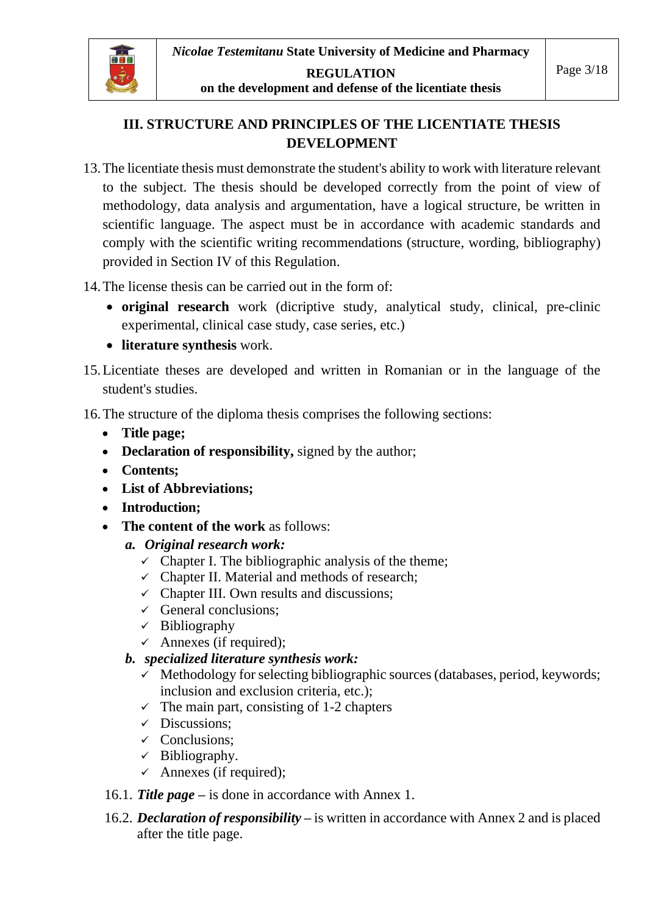## III. STRUCTURE AND PRINCIPLES OF THE LICENTIATE THESIS DEVELOPMENT

13. The licentiate thesis must demonstrate the student's ability to work with literature relevant to the subject. The thesis should be developed correctly from the point of view of methodology, data analysis and argumentation, have a logical structure, be written in scientific language. The aspect must be in accordance with academic standards and comply with the scientific writing recommendations (structure, wording, bibliography) provided in Section IV of this Regulation.

14. The license thesis can be carried out in the form of:
    - **original research** work (dicriptive study, analytical study, clinical, pre-clinic experimental, clinical case study, case series, etc.)
    - **literature synthesis** work.

15. Licentiate theses are developed and written in Romanian or in the language of the student's studies.

16. The structure of the diploma thesis comprises the following sections:
    - **Title page;**
    - **Declaration of responsibility,** signed by the author;
    - **Contents;**
    - **List of Abbreviations;**
    - **Introduction;**
    - **The content of the work** as follows:
      - ***a. Original research work:***
        - ✓ Chapter I. The bibliographic analysis of the theme;
        - ✓ Chapter II. Material and methods of research;
        - ✓ Chapter III. Own results and discussions;
        - ✓ General conclusions;
        - ✓ Bibliography
        - ✓ Annexes (if required);
      - ***b. specialized literature synthesis work:***
        - ✓ Methodology for selecting bibliographic sources (databases, period, keywords; inclusion and exclusion criteria, etc.);
        - ✓ The main part, consisting of 1-2 chapters
        - ✓ Discussions;
        - ✓ Conclusions;
        - ✓ Bibliography.
        - ✓ Annexes (if required);

    16.1. ***Title page*** **–** is done in accordance with Annex 1.

    16.2. ***Declaration of responsibility*** **–** is written in accordance with Annex 2 and is placed after the title page.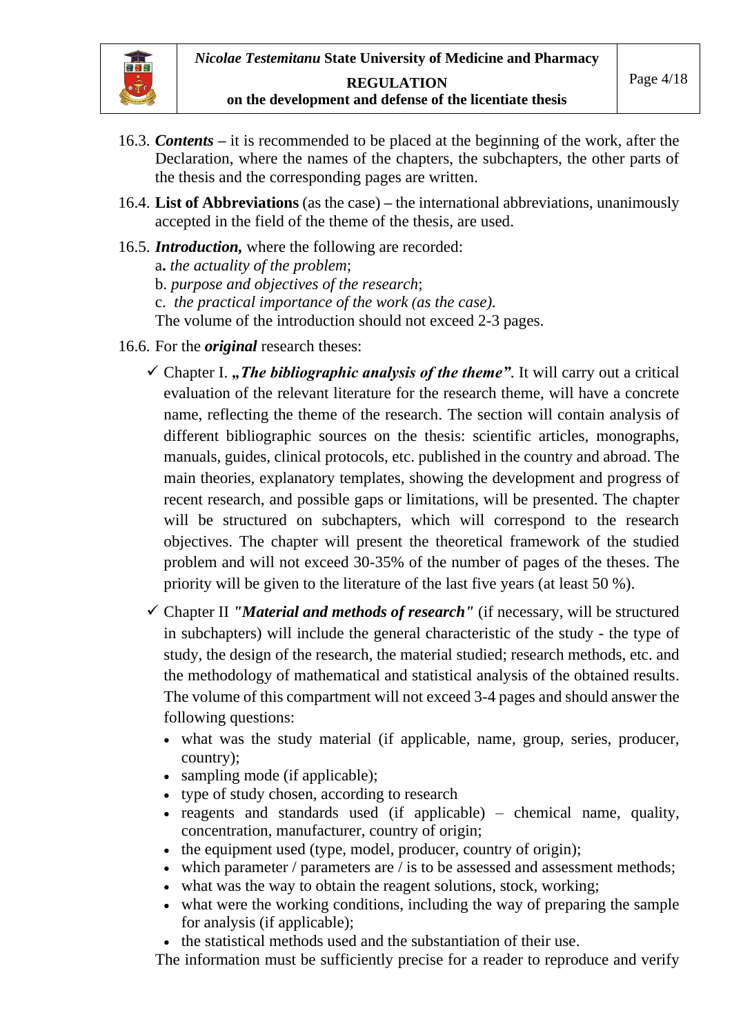16.3. ***Contents*** – it is recommended to be placed at the beginning of the work, after the Declaration, where the names of the chapters, the subchapters, the other parts of the thesis and the corresponding pages are written.

16.4. **List of Abbreviations** (as the case) – the international abbreviations, unanimously accepted in the field of the theme of the thesis, are used.

16.5. ***Introduction,*** where the following are recorded:
a**.** *the actuality of the problem*;
b. *purpose and objectives of the research*;
c. *the practical importance of the work (as the case).*
The volume of the introduction should not exceed 2-3 pages.

16.6. For the ***original*** research theses:

- ✓ Chapter I. ***„The bibliographic analysis of the theme”****.* It will carry out a critical evaluation of the relevant literature for the research theme, will have a concrete name, reflecting the theme of the research. The section will contain analysis of different bibliographic sources on the thesis: scientific articles, monographs, manuals, guides, clinical protocols, etc. published in the country and abroad. The main theories, explanatory templates, showing the development and progress of recent research, and possible gaps or limitations, will be presented. The chapter will be structured on subchapters, which will correspond to the research objectives. The chapter will present the theoretical framework of the studied problem and will not exceed 30-35% of the number of pages of the theses. The priority will be given to the literature of the last five years (at least 50 %).
- ✓ Chapter II ***"Material and methods of research"*** (if necessary, will be structured in subchapters) will include the general characteristic of the study - the type of study, the design of the research, the material studied; research methods, etc. and the methodology of mathematical and statistical analysis of the obtained results. The volume of this compartment will not exceed 3-4 pages and should answer the following questions:
  - what was the study material (if applicable, name, group, series, producer, country);
  - sampling mode (if applicable);
  - type of study chosen, according to research
  - reagents and standards used (if applicable) – chemical name, quality, concentration, manufacturer, country of origin;
  - the equipment used (type, model, producer, country of origin);
  - which parameter / parameters are / is to be assessed and assessment methods;
  - what was the way to obtain the reagent solutions, stock, working;
  - what were the working conditions, including the way of preparing the sample for analysis (if applicable);
  - the statistical methods used and the substantiation of their use.

  The information must be sufficiently precise for a reader to reproduce and verify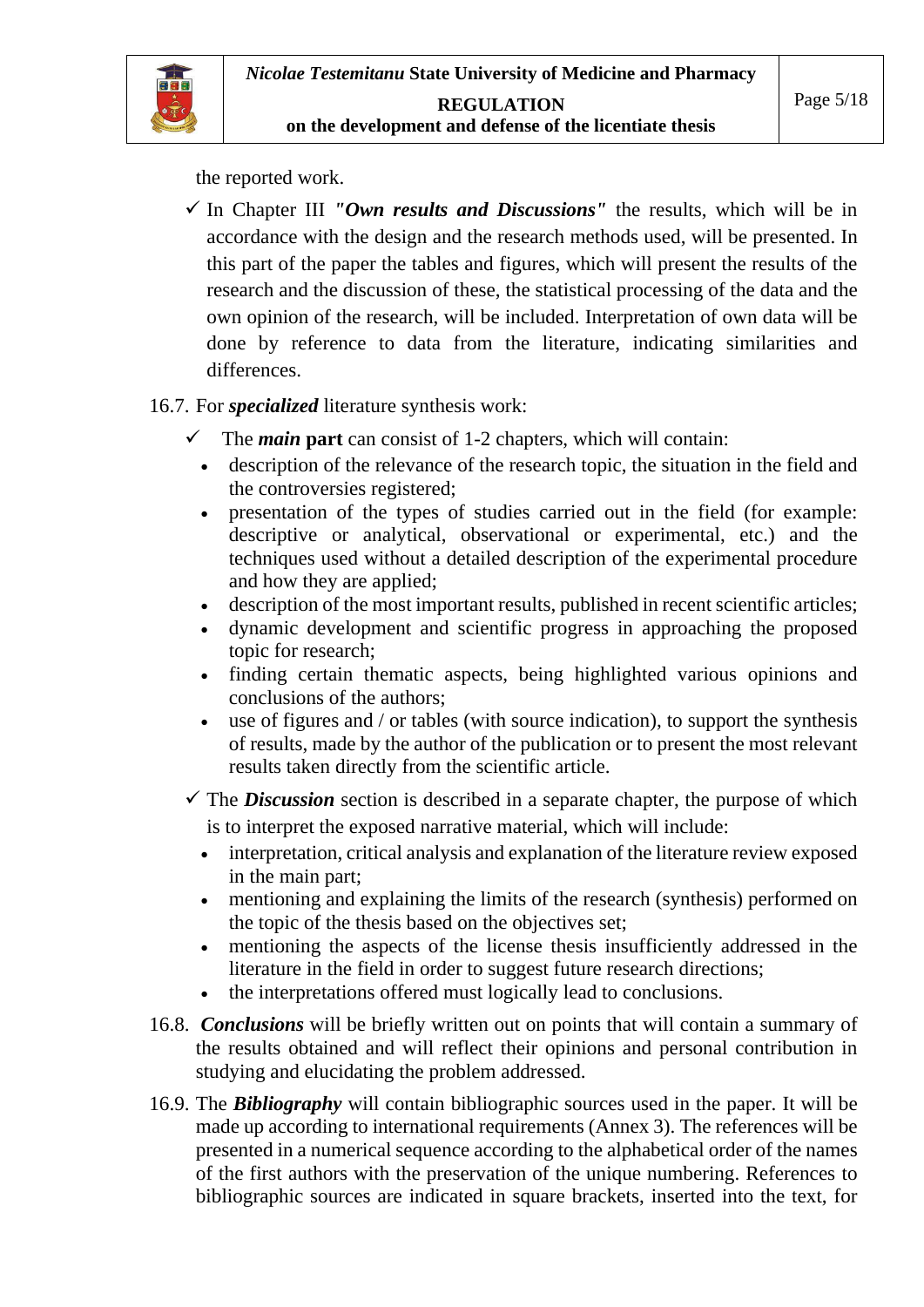the reported work.

- ✓ In Chapter III ***"Own results and Discussions"*** the results, which will be in accordance with the design and the research methods used, will be presented. In this part of the paper the tables and figures, which will present the results of the research and the discussion of these, the statistical processing of the data and the own opinion of the research, will be included. Interpretation of own data will be done by reference to data from the literature, indicating similarities and differences.

16.7. For ***specialized*** literature synthesis work:

- ✓ The ***main*** **part** can consist of 1-2 chapters, which will contain:
  - description of the relevance of the research topic, the situation in the field and the controversies registered;
  - presentation of the types of studies carried out in the field (for example: descriptive or analytical, observational or experimental, etc.) and the techniques used without a detailed description of the experimental procedure and how they are applied;
  - description of the most important results, published in recent scientific articles;
  - dynamic development and scientific progress in approaching the proposed topic for research;
  - finding certain thematic aspects, being highlighted various opinions and conclusions of the authors;
  - use of figures and / or tables (with source indication), to support the synthesis of results, made by the author of the publication or to present the most relevant results taken directly from the scientific article.
- ✓ The ***Discussion*** section is described in a separate chapter, the purpose of which is to interpret the exposed narrative material, which will include:
  - interpretation, critical analysis and explanation of the literature review exposed in the main part;
  - mentioning and explaining the limits of the research (synthesis) performed on the topic of the thesis based on the objectives set;
  - mentioning the aspects of the license thesis insufficiently addressed in the literature in the field in order to suggest future research directions;
  - the interpretations offered must logically lead to conclusions.

16.8. ***Conclusions*** will be briefly written out on points that will contain a summary of the results obtained and will reflect their opinions and personal contribution in studying and elucidating the problem addressed.

16.9. The ***Bibliography*** will contain bibliographic sources used in the paper. It will be made up according to international requirements (Annex 3). The references will be presented in a numerical sequence according to the alphabetical order of the names of the first authors with the preservation of the unique numbering. References to bibliographic sources are indicated in square brackets, inserted into the text, for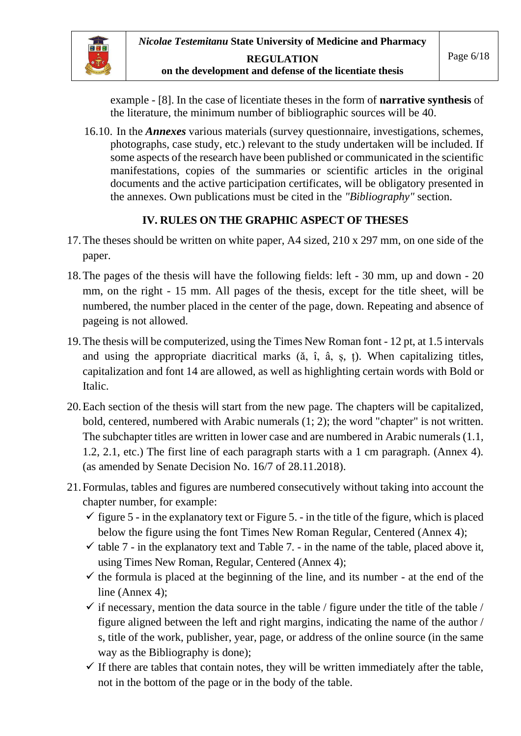example - [8]. In the case of licentiate theses in the form of **narrative synthesis** of the literature, the minimum number of bibliographic sources will be 40.

16.10. In the ***Annexes*** various materials (survey questionnaire, investigations, schemes, photographs, case study, etc.) relevant to the study undertaken will be included. If some aspects of the research have been published or communicated in the scientific manifestations, copies of the summaries or scientific articles in the original documents and the active participation certificates, will be obligatory presented in the annexes. Own publications must be cited in the *"Bibliography"* section.

## IV. RULES ON THE GRAPHIC ASPECT OF THESES

17. The theses should be written on white paper, A4 sized, 210 x 297 mm, on one side of the paper.

18. The pages of the thesis will have the following fields: left - 30 mm, up and down - 20 mm, on the right - 15 mm. All pages of the thesis, except for the title sheet, will be numbered, the number placed in the center of the page, down. Repeating and absence of pageing is not allowed.

19. The thesis will be computerized, using the Times New Roman font - 12 pt, at 1.5 intervals and using the appropriate diacritical marks (ă, î, â, ș, ț). When capitalizing titles, capitalization and font 14 are allowed, as well as highlighting certain words with Bold or Italic.

20. Each section of the thesis will start from the new page. The chapters will be capitalized, bold, centered, numbered with Arabic numerals (1; 2); the word "chapter" is not written. The subchapter titles are written in lower case and are numbered in Arabic numerals (1.1, 1.2, 2.1, etc.) The first line of each paragraph starts with a 1 cm paragraph. (Annex 4). (as amended by Senate Decision No. 16/7 of 28.11.2018).

21. Formulas, tables and figures are numbered consecutively without taking into account the chapter number, for example:
    - ✓ figure 5 - in the explanatory text or Figure 5. - in the title of the figure, which is placed below the figure using the font Times New Roman Regular, Centered (Annex 4);
    - ✓ table 7 - in the explanatory text and Table 7. - in the name of the table, placed above it, using Times New Roman, Regular, Centered (Annex 4);
    - ✓ the formula is placed at the beginning of the line, and its number - at the end of the line (Annex 4);
    - ✓ if necessary, mention the data source in the table / figure under the title of the table / figure aligned between the left and right margins, indicating the name of the author / s, title of the work, publisher, year, page, or address of the online source (in the same way as the Bibliography is done);
    - ✓ If there are tables that contain notes, they will be written immediately after the table, not in the bottom of the page or in the body of the table.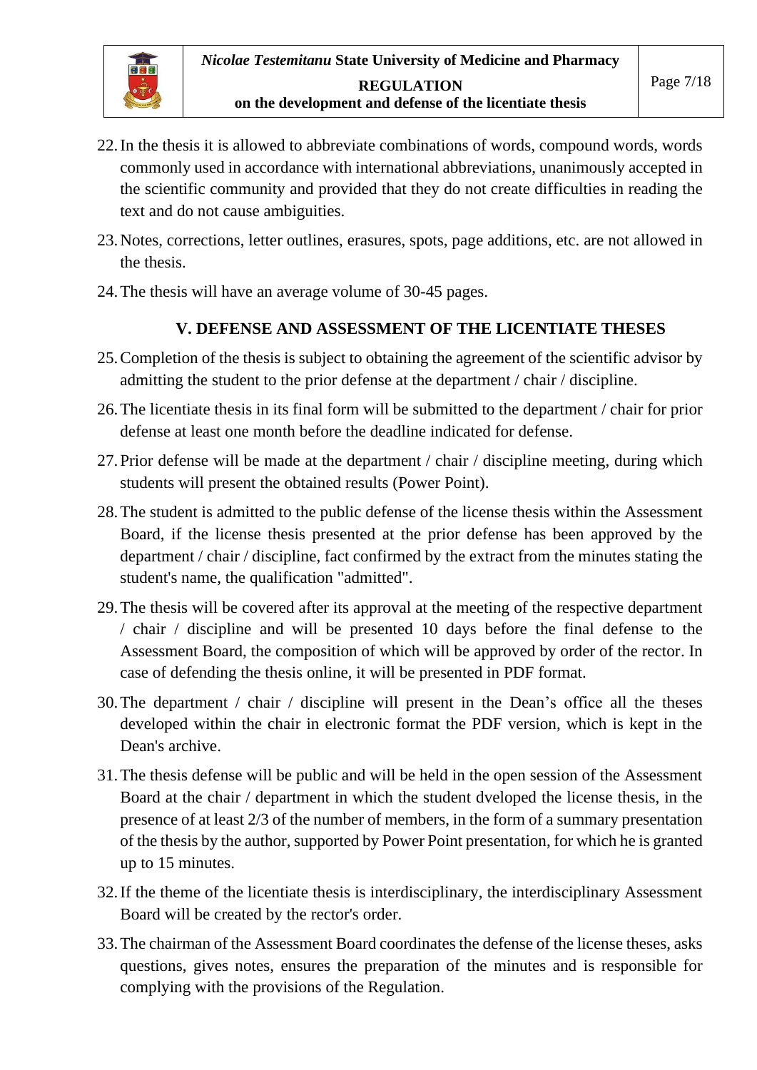22. In the thesis it is allowed to abbreviate combinations of words, compound words, words commonly used in accordance with international abbreviations, unanimously accepted in the scientific community and provided that they do not create difficulties in reading the text and do not cause ambiguities.
23. Notes, corrections, letter outlines, erasures, spots, page additions, etc. are not allowed in the thesis.
24. The thesis will have an average volume of 30-45 pages.

## V. DEFENSE AND ASSESSMENT OF THE LICENTIATE THESES

25. Completion of the thesis is subject to obtaining the agreement of the scientific advisor by admitting the student to the prior defense at the department / chair / discipline.
26. The licentiate thesis in its final form will be submitted to the department / chair for prior defense at least one month before the deadline indicated for defense.
27. Prior defense will be made at the department / chair / discipline meeting, during which students will present the obtained results (Power Point).
28. The student is admitted to the public defense of the license thesis within the Assessment Board, if the license thesis presented at the prior defense has been approved by the department / chair / discipline, fact confirmed by the extract from the minutes stating the student's name, the qualification "admitted".
29. The thesis will be covered after its approval at the meeting of the respective department / chair / discipline and will be presented 10 days before the final defense to the Assessment Board, the composition of which will be approved by order of the rector. In case of defending the thesis online, it will be presented in PDF format.
30. The department / chair / discipline will present in the Dean's office all the theses developed within the chair in electronic format the PDF version, which is kept in the Dean's archive.
31. The thesis defense will be public and will be held in the open session of the Assessment Board at the chair / department in which the student dveloped the license thesis, in the presence of at least 2/3 of the number of members, in the form of a summary presentation of the thesis by the author, supported by Power Point presentation, for which he is granted up to 15 minutes.
32. If the theme of the licentiate thesis is interdisciplinary, the interdisciplinary Assessment Board will be created by the rector's order.
33. The chairman of the Assessment Board coordinates the defense of the license theses, asks questions, gives notes, ensures the preparation of the minutes and is responsible for complying with the provisions of the Regulation.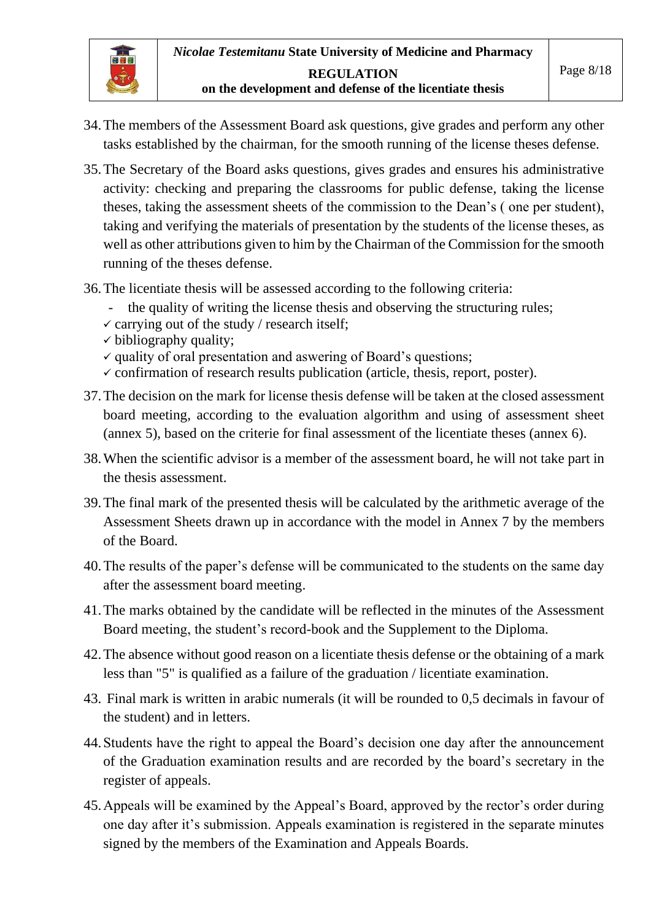34. The members of the Assessment Board ask questions, give grades and perform any other tasks established by the chairman, for the smooth running of the license theses defense.
35. The Secretary of the Board asks questions, gives grades and ensures his administrative activity: checking and preparing the classrooms for public defense, taking the license theses, taking the assessment sheets of the commission to the Dean's ( one per student), taking and verifying the materials of presentation by the students of the license theses, as well as other attributions given to him by the Chairman of the Commission for the smooth running of the theses defense.
36. The licentiate thesis will be assessed according to the following criteria:
    - the quality of writing the license thesis and observing the structuring rules;
    - ✓ carrying out of the study / research itself;
    - ✓ bibliography quality;
    - ✓ quality of oral presentation and aswering of Board's questions;
    - ✓ confirmation of research results publication (article, thesis, report, poster).
37. The decision on the mark for license thesis defense will be taken at the closed assessment board meeting, according to the evaluation algorithm and using of assessment sheet (annex 5), based on the criterie for final assessment of the licentiate theses (annex 6).
38. When the scientific advisor is a member of the assessment board, he will not take part in the thesis assessment.
39. The final mark of the presented thesis will be calculated by the arithmetic average of the Assessment Sheets drawn up in accordance with the model in Annex 7 by the members of the Board.
40. The results of the paper's defense will be communicated to the students on the same day after the assessment board meeting.
41. The marks obtained by the candidate will be reflected in the minutes of the Assessment Board meeting, the student's record-book and the Supplement to the Diploma.
42. The absence without good reason on a licentiate thesis defense or the obtaining of a mark less than "5" is qualified as a failure of the graduation / licentiate examination.
43. Final mark is written in arabic numerals (it will be rounded to 0,5 decimals in favour of the student) and in letters.
44. Students have the right to appeal the Board's decision one day after the announcement of the Graduation examination results and are recorded by the board's secretary in the register of appeals.
45. Appeals will be examined by the Appeal's Board, approved by the rector's order during one day after it's submission. Appeals examination is registered in the separate minutes signed by the members of the Examination and Appeals Boards.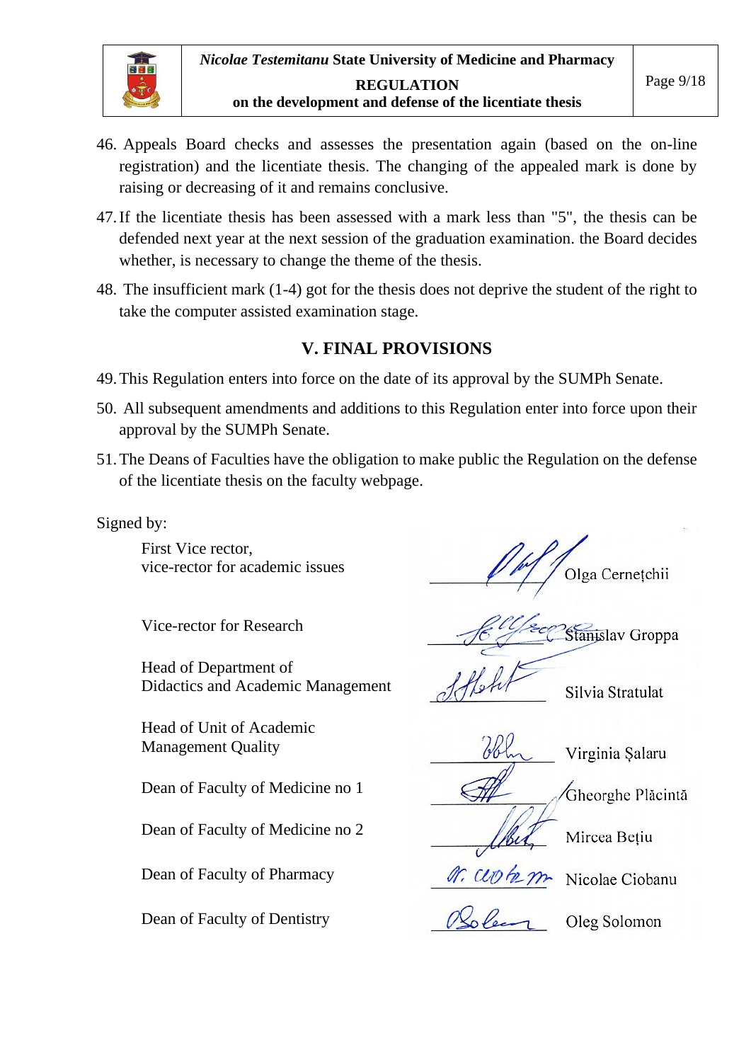46. Appeals Board checks and assesses the presentation again (based on the on-line registration) and the licentiate thesis. The changing of the appealed mark is done by raising or decreasing of it and remains conclusive.

47. If the licentiate thesis has been assessed with a mark less than "5", the thesis can be defended next year at the next session of the graduation examination. the Board decides whether, is necessary to change the theme of the thesis.

48. The insufficient mark (1-4) got for the thesis does not deprive the student of the right to take the computer assisted examination stage.

## V. FINAL PROVISIONS

49. This Regulation enters into force on the date of its approval by the SUMPh Senate.

50. All subsequent amendments and additions to this Regulation enter into force upon their approval by the SUMPh Senate.

51. The Deans of Faculties have the obligation to make public the Regulation on the defense of the licentiate thesis on the faculty webpage.

Signed by:

| | |
|---|---|
| First Vice rector, vice-rector for academic issues | Olga Cernețchii |
| Vice-rector for Research | Stanislav Groppa |
| Head of Department of Didactics and Academic Management | Silvia Stratulat |
| Head of Unit of Academic Management Quality | Virginia Șalaru |
| Dean of Faculty of Medicine no 1 | Gheorghe Plăcintă |
| Dean of Faculty of Medicine no 2 | Mircea Bețiu |
| Dean of Faculty of Pharmacy | Nicolae Ciobanu |
| Dean of Faculty of Dentistry | Oleg Solomon |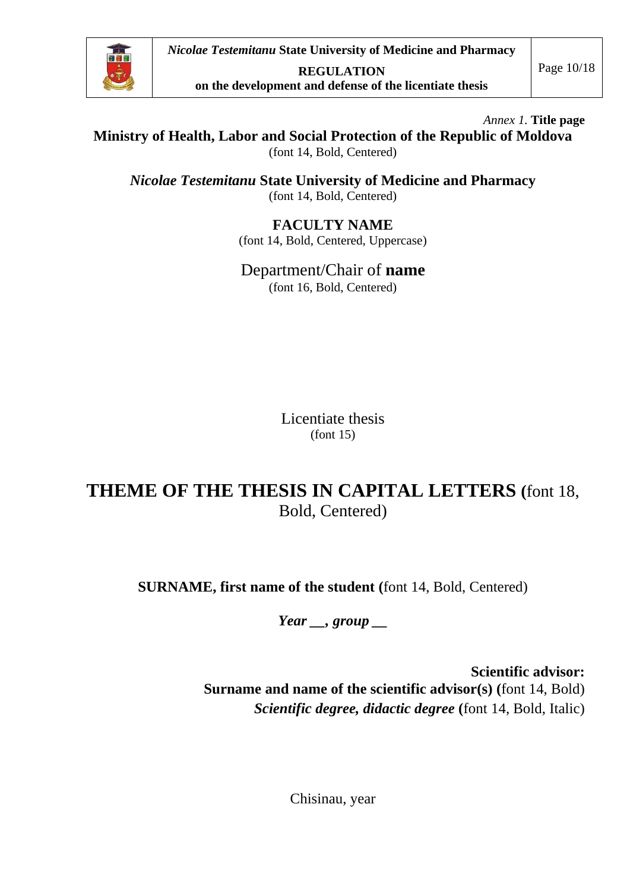*Annex 1.* **Title page**

**Ministry of Health, Labor and Social Protection of the Republic of Moldova**
(font 14, Bold, Centered)

***Nicolae Testemitanu*** **State University of Medicine and Pharmacy**
(font 14, Bold, Centered)

**FACULTY NAME**
(font 14, Bold, Centered, Uppercase)

Department/Chair of **name**
(font 16, Bold, Centered)

Licentiate thesis
(font 15)

**THEME OF THE THESIS IN CAPITAL LETTERS (**font 18, Bold, Centered)

**SURNAME, first name of the student (**font 14, Bold, Centered)

***Year __, group __***

**Scientific advisor:**
**Surname and name of the scientific advisor(s) (**font 14, Bold)
***Scientific degree, didactic degree*** **(**font 14, Bold, Italic)

Chisinau, year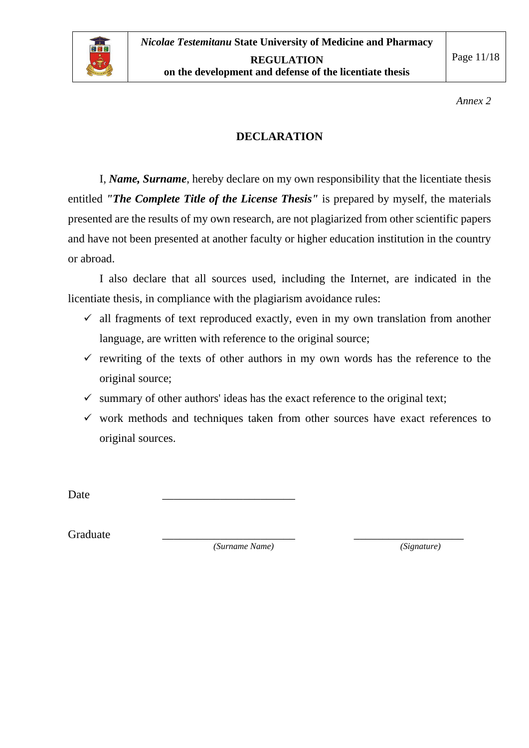*Annex 2*

## DECLARATION

I, ***Name, Surname***, hereby declare on my own responsibility that the licentiate thesis entitled ***"The Complete Title of the License Thesis"*** is prepared by myself, the materials presented are the results of my own research, are not plagiarized from other scientific papers and have not been presented at another faculty or higher education institution in the country or abroad.

I also declare that all sources used, including the Internet, are indicated in the licentiate thesis, in compliance with the plagiarism avoidance rules:

- ✓ all fragments of text reproduced exactly, even in my own translation from another language, are written with reference to the original source;
- ✓ rewriting of the texts of other authors in my own words has the reference to the original source;
- ✓ summary of other authors' ideas has the exact reference to the original text;
- ✓ work methods and techniques taken from other sources have exact references to original sources.

Date ________________________

Graduate ________________________ ____________________

*(Surname Name)* *(Signature)*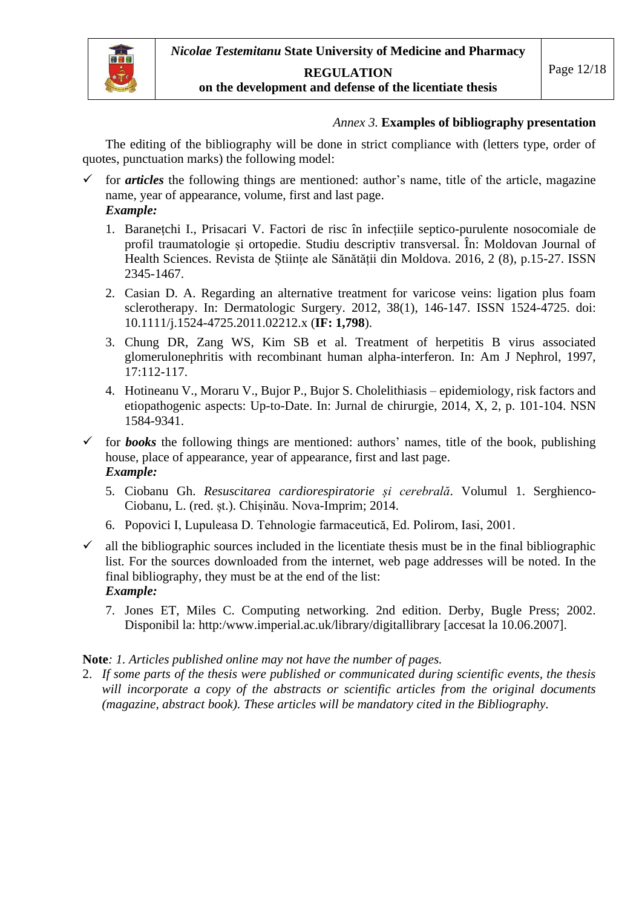*Annex 3.* **Examples of bibliography presentation**

The editing of the bibliography will be done in strict compliance with (letters type, order of quotes, punctuation marks) the following model:

- ✓ for ***articles*** the following things are mentioned: author's name, title of the article, magazine name, year of appearance, volume, first and last page.
  ***Example:***

  1. Baranețchi I., Prisacari V. Factori de risc în infecțiile septico-purulente nosocomiale de profil traumatologie și ortopedie. Studiu descriptiv transversal. În: Moldovan Journal of Health Sciences. Revista de Științe ale Sănătății din Moldova. 2016, 2 (8), p.15-27. ISSN 2345-1467.
  2. Casian D. A. Regarding an alternative treatment for varicose veins: ligation plus foam sclerotherapy. In: Dermatologic Surgery. 2012, 38(1), 146-147. ISSN 1524-4725. doi: 10.1111/j.1524-4725.2011.02212.x (**IF: 1,798**).
  3. Chung DR, Zang WS, Kim SB et al. Treatment of herpetitis B virus associated glomerulonephritis with recombinant human alpha-interferon. In: Am J Nephrol, 1997, 17:112-117.
  4. Hotineanu V., Moraru V., Bujor P., Bujor S. Cholelithiasis – epidemiology, risk factors and etiopathogenic aspects: Up-to-Date. In: Jurnal de chirurgie, 2014, X, 2, p. 101-104. NSN 1584-9341.

- ✓ for ***books*** the following things are mentioned: authors' names, title of the book, publishing house, place of appearance, year of appearance, first and last page.
  ***Example:***

  5. Ciobanu Gh. *Resuscitarea cardiorespiratorie și cerebrală*. Volumul 1. Serghienco-Ciobanu, L. (red. șt.). Chișinău. Nova-Imprim; 2014.
  6. Popovici I, Lupuleasa D. Tehnologie farmaceutică, Ed. Polirom, Iasi, 2001.

- ✓ all the bibliographic sources included in the licentiate thesis must be in the final bibliographic list. For the sources downloaded from the internet, web page addresses will be noted. In the final bibliography, they must be at the end of the list:
  ***Example:***

  7. Jones ET, Miles C. Computing networking. 2nd edition. Derby, Bugle Press; 2002. Disponibil la: http:/www.imperial.ac.uk/library/digitallibrary [accesat la 10.06.2007].

**Note***: 1. Articles published online may not have the number of pages.*

2. *If some parts of the thesis were published or communicated during scientific events, the thesis will incorporate a copy of the abstracts or scientific articles from the original documents (magazine, abstract book). These articles will be mandatory cited in the Bibliography.*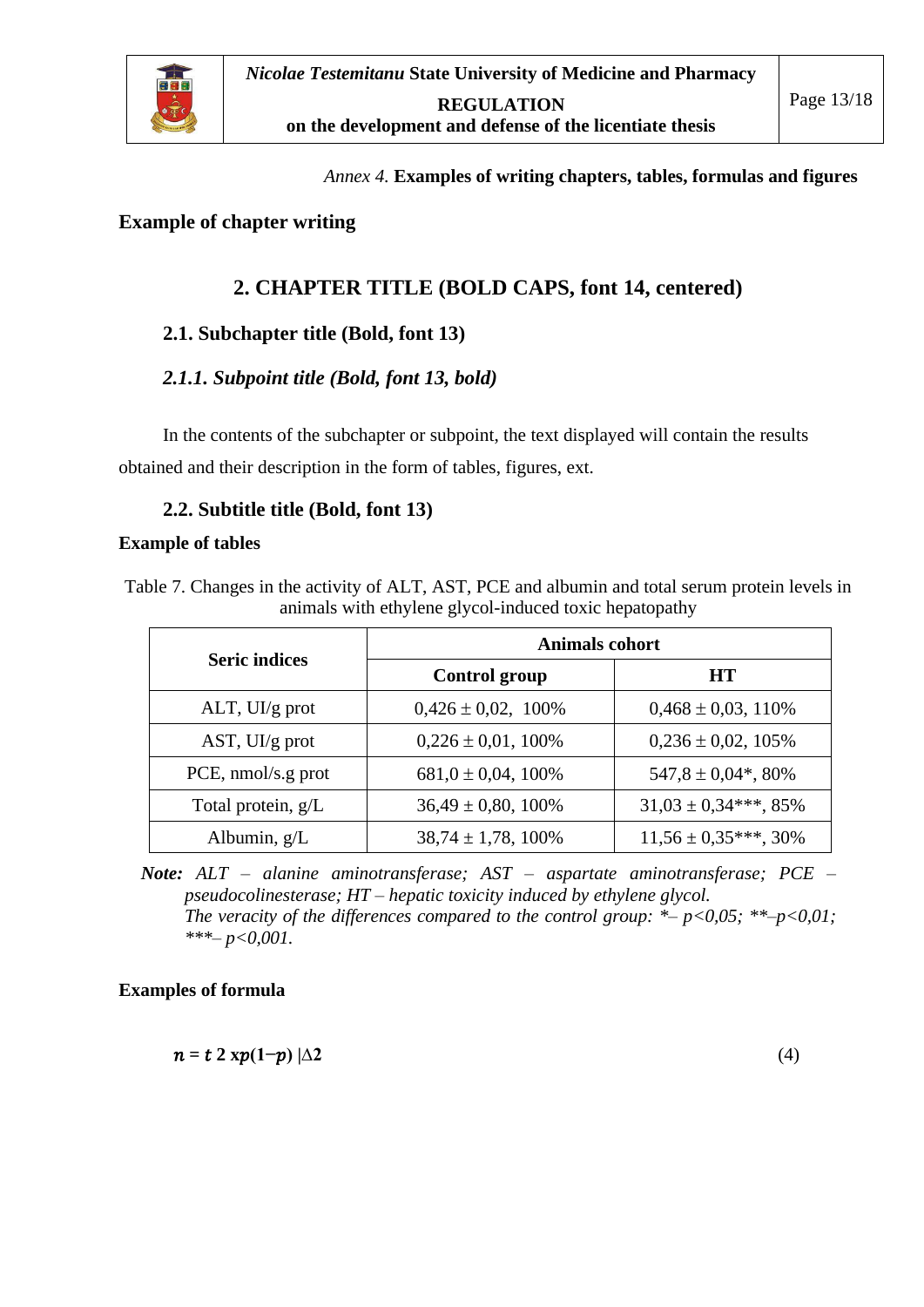*Annex 4.* **Examples of writing chapters, tables, formulas and figures**

**Example of chapter writing**

# 2. CHAPTER TITLE (BOLD CAPS, font 14, centered)

## 2.1. Subchapter title (Bold, font 13)

### *2.1.1. Subpoint title (Bold, font 13, bold)*

In the contents of the subchapter or subpoint, the text displayed will contain the results obtained and their description in the form of tables, figures, ext.

## 2.2. Subtitle title (Bold, font 13)

**Example of tables**

Table 7. Changes in the activity of ALT, AST, PCE and albumin and total serum protein levels in animals with ethylene glycol-induced toxic hepatopathy

| Seric indices | Animals cohort | |
|---|---|---|
| | Control group | HT |
| ALT, UI/g prot | 0,426 ± 0,02, 100% | 0,468 ± 0,03, 110% |
| AST, UI/g prot | 0,226 ± 0,01, 100% | 0,236 ± 0,02, 105% |
| PCE, nmol/s.g prot | 681,0 ± 0,04, 100% | 547,8 ± 0,04*, 80% |
| Total protein, g/L | 36,49 ± 0,80, 100% | 31,03 ± 0,34***, 85% |
| Albumin, g/L | 38,74 ± 1,78, 100% | 11,56 ± 0,35***, 30% |

***Note:*** *ALT – alanine aminotransferase; AST – aspartate aminotransferase; PCE – pseudocolinesterase; HT – hepatic toxicity induced by ethylene glycol.*
*The veracity of the differences compared to the control group: *– p<0,05; **–p<0,01; ***– p<0,001.*

**Examples of formula**

$$n = t\ 2\ \mathrm{x}p(1-p)\ |\Delta 2 \qquad (4)$$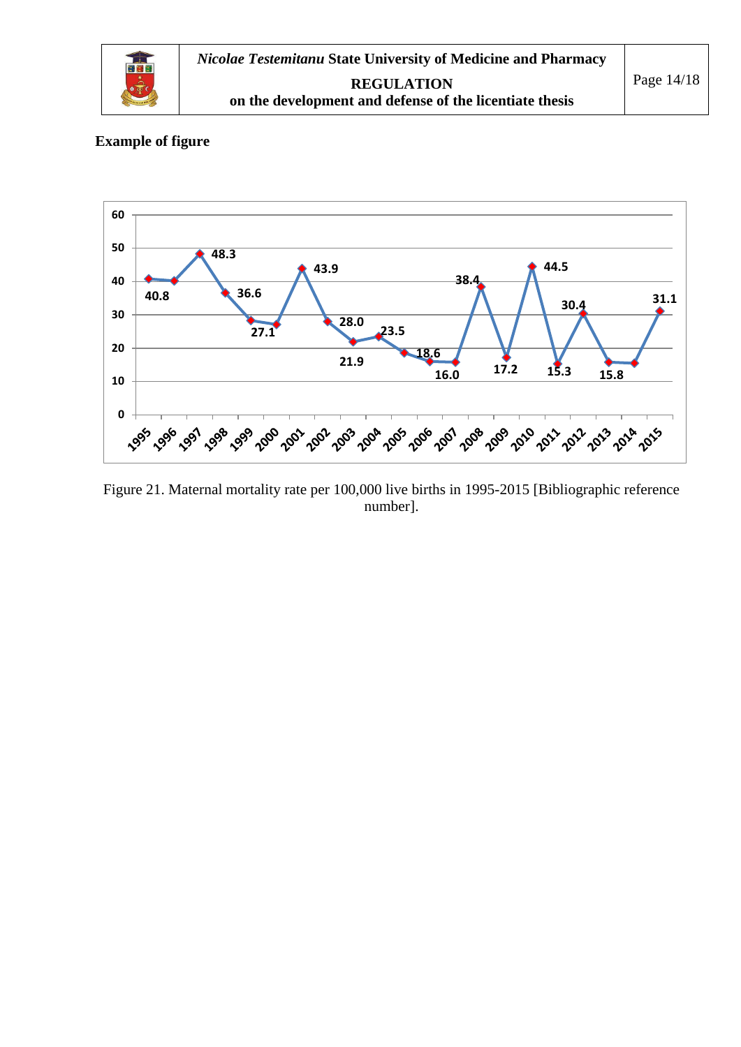**Example of figure**

Figure 21. Maternal mortality rate per 100,000 live births in 1995-2015 [Bibliographic reference number].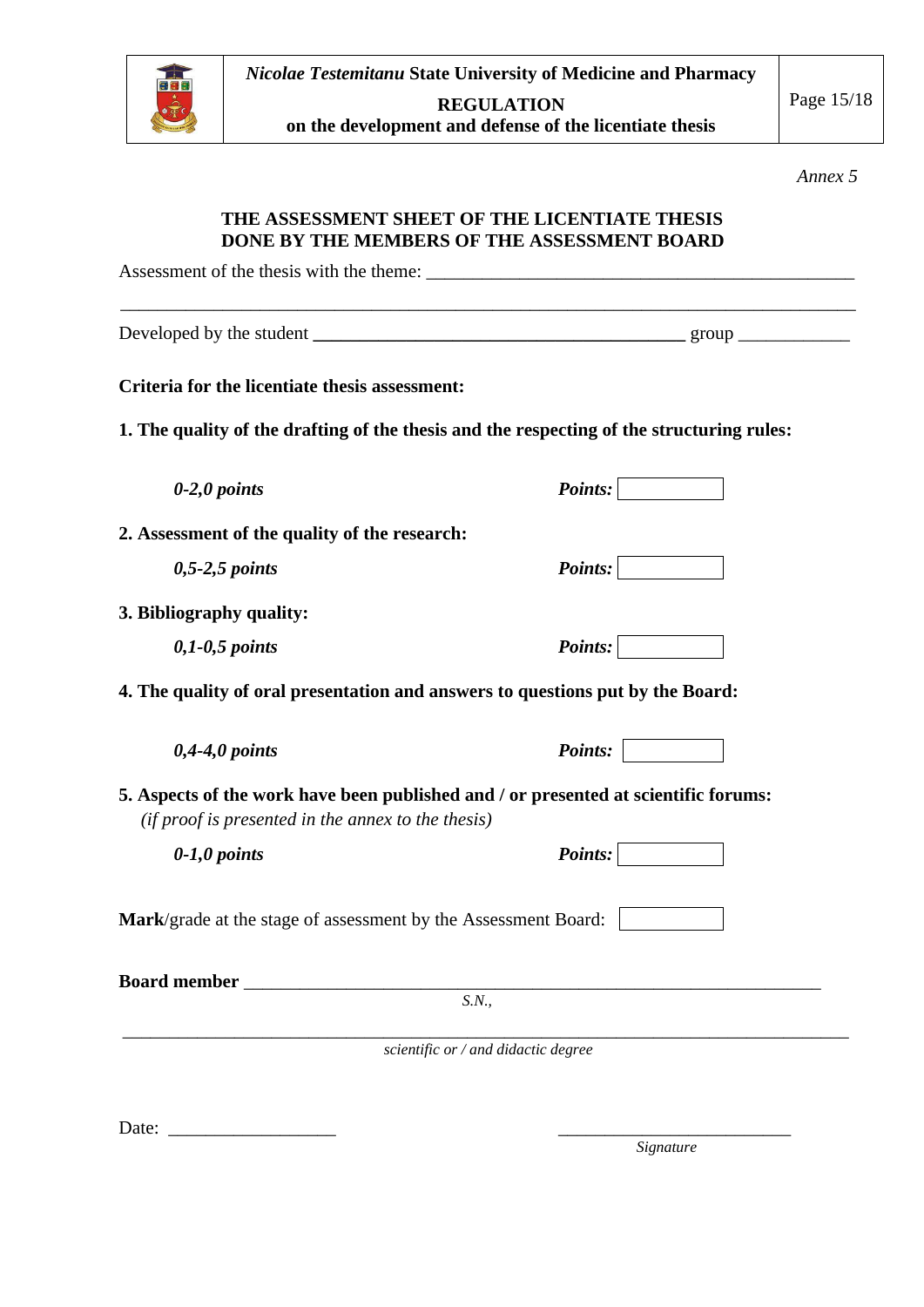*Annex 5*

## THE ASSESSMENT SHEET OF THE LICENTIATE THESIS DONE BY THE MEMBERS OF THE ASSESSMENT BOARD

Assessment of the thesis with the theme: _______________________________________________

_________________________________________________________________________________

Developed by the student ________________________________________ group ____________

**Criteria for the licentiate thesis assessment:**

**1. The quality of the drafting of the thesis and the respecting of the structuring rules:**

***0-2,0 points*** ***Points:*** [ ]

**2. Assessment of the quality of the research:**

***0,5-2,5 points*** ***Points:*** [ ]

**3. Bibliography quality:**

***0,1-0,5 points*** ***Points:*** [ ]

**4. The quality of oral presentation and answers to questions put by the Board:**

***0,4-4,0 points*** ***Points:*** [ ]

**5. Aspects of the work have been published and / or presented at scientific forums:**
*(if proof is presented in the annex to the thesis)*

***0-1,0 points*** ***Points:*** [ ]

**Mark**/grade at the stage of assessment by the Assessment Board: [ ]

**Board member** _______________________________________________________________
*S.N.,*

_________________________________________________________________________________
*scientific or / and didactic degree*

Date: __________________ _________________________
*Signature*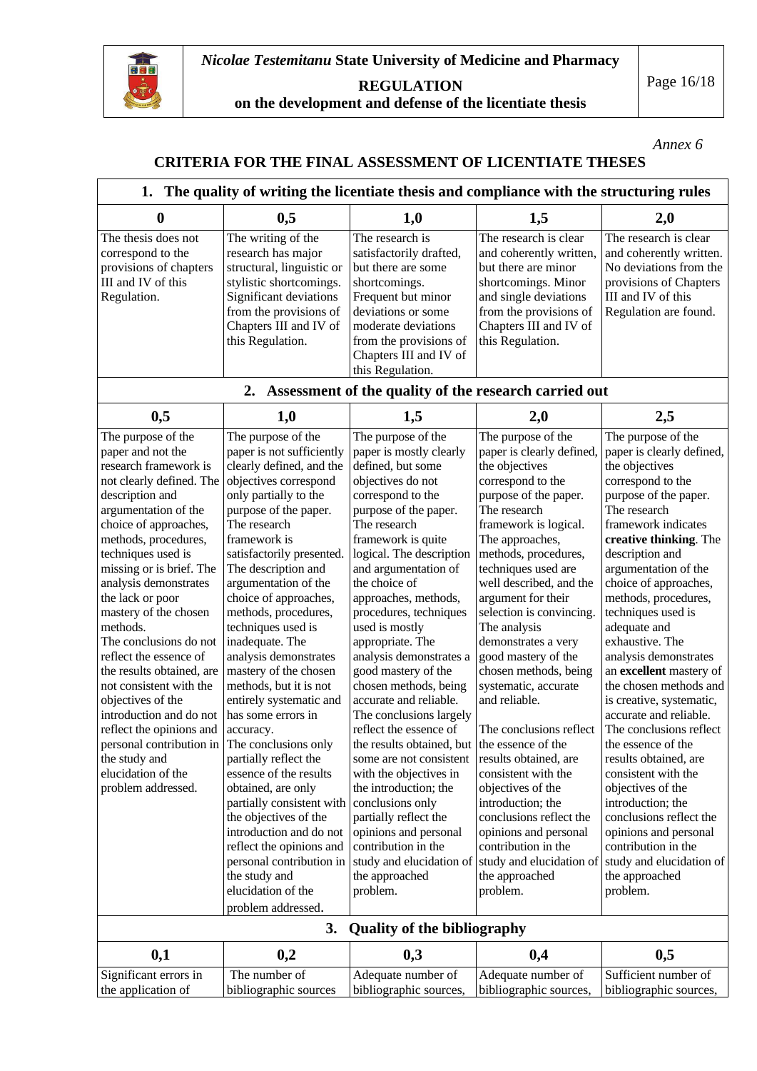*Annex 6*

## CRITERIA FOR THE FINAL ASSESSMENT OF LICENTIATE THESES

| **1. The quality of writing the licentiate thesis and compliance with the structuring rules** | | | | |
|---|---|---|---|---|
| **0** | **0,5** | **1,0** | **1,5** | **2,0** |
| The thesis does not correspond to the provisions of chapters III and IV of this Regulation. | The writing of the research has major structural, linguistic or stylistic shortcomings. Significant deviations from the provisions of Chapters III and IV of this Regulation. | The research is satisfactorily drafted, but there are some shortcomings. Frequent but minor deviations or some moderate deviations from the provisions of Chapters III and IV of this Regulation. | The research is clear and coherently written, but there are minor shortcomings. Minor and single deviations from the provisions of Chapters III and IV of this Regulation. | The research is clear and coherently written. No deviations from the provisions of Chapters III and IV of this Regulation are found. |
| **2. Assessment of the quality of the research carried out** | | | | |
| **0,5** | **1,0** | **1,5** | **2,0** | **2,5** |
| The purpose of the paper and not the research framework is not clearly defined. The description and argumentation of the choice of approaches, methods, procedures, techniques used is missing or is brief. The analysis demonstrates the lack or poor mastery of the chosen methods. The conclusions do not reflect the essence of the results obtained, are not consistent with the objectives of the introduction and do not reflect the opinions and personal contribution in the study and elucidation of the problem addressed. | The purpose of the paper is not sufficiently clearly defined, and the objectives correspond only partially to the purpose of the paper. The research framework is satisfactorily presented. The description and argumentation of the choice of approaches, methods, procedures, techniques used is inadequate. The analysis demonstrates mastery of the chosen methods, but it is not entirely systematic and has some errors in accuracy. The conclusions only partially reflect the essence of the results obtained, are only partially consistent with the objectives of the introduction and do not reflect the opinions and personal contribution in the study and elucidation of the problem addressed. | The purpose of the paper is mostly clearly defined, but some objectives do not correspond to the purpose of the paper. The research framework is quite logical. The description and argumentation of the choice of approaches, methods, procedures, techniques used is mostly appropriate. The analysis demonstrates a good mastery of the chosen methods, being accurate and reliable. The conclusions largely reflect the essence of the results obtained, but some are not consistent with the objectives in the introduction; the conclusions only partially reflect the opinions and personal contribution in the study and elucidation of the approached problem. | The purpose of the paper is clearly defined, the objectives correspond to the purpose of the paper. The research framework is logical. The approaches, methods, procedures, techniques used are well described, and the argument for their selection is convincing. The analysis demonstrates a very good mastery of the chosen methods, being systematic, accurate and reliable. The conclusions reflect the essence of the results obtained, are consistent with the objectives of the introduction; the conclusions reflect the opinions and personal contribution in the study and elucidation of the approached problem. | The purpose of the paper is clearly defined, the objectives correspond to the purpose of the paper. The research framework indicates **creative thinking**. The description and argumentation of the choice of approaches, methods, procedures, techniques used is adequate and exhaustive. The analysis demonstrates an **excellent** mastery of the chosen methods and is creative, systematic, accurate and reliable. The conclusions reflect the essence of the results obtained, are consistent with the objectives of the introduction; the conclusions reflect the opinions and personal contribution in the study and elucidation of the approached problem. |
| **3. Quality of the bibliography** | | | | |
| **0,1** | **0,2** | **0,3** | **0,4** | **0,5** |
| Significant errors in the application of | The number of bibliographic sources | Adequate number of bibliographic sources, | Adequate number of bibliographic sources, | Sufficient number of bibliographic sources, |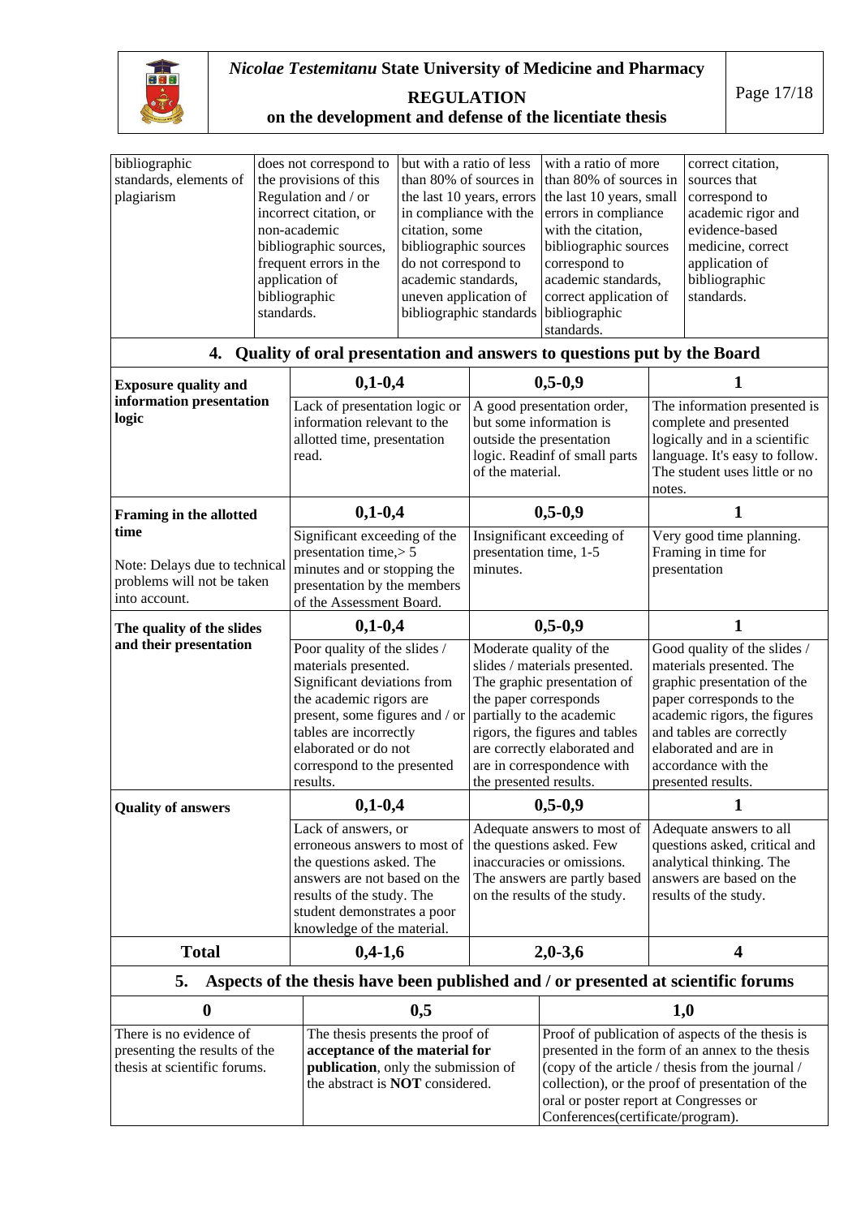| | | | | |
|---|---|---|---|---|
| bibliographic standards, elements of plagiarism | does not correspond to the provisions of this Regulation and / or incorrect citation, or non-academic bibliographic sources, frequent errors in the application of bibliographic standards. | but with a ratio of less than 80% of sources in the last 10 years, errors in compliance with the citation, some bibliographic sources do not correspond to academic standards, uneven application of bibliographic standards | with a ratio of more than 80% of sources in the last 10 years, small errors in compliance with the citation, bibliographic sources correspond to academic standards, correct application of bibliographic standards. | correct citation, sources that correspond to academic rigor and evidence-based medicine, correct application of bibliographic standards. |

## 4. Quality of oral presentation and answers to questions put by the Board

| | 0,1-0,4 | 0,5-0,9 | 1 |
|---|---|---|---|
| **Exposure quality and information presentation logic** | Lack of presentation logic or information relevant to the allotted time, presentation read. | A good presentation order, but some information is outside the presentation logic. Readinf of small parts of the material. | The information presented is complete and presented logically and in a scientific language. It's easy to follow. The student uses little or no notes. |
| **Framing in the allotted time**<br><br>Note: Delays due to technical problems will not be taken into account. | Significant exceeding of the presentation time,> 5 minutes and or stopping the presentation by the members of the Assessment Board. | Insignificant exceeding of presentation time, 1-5 minutes. | Very good time planning. Framing in time for presentation |
| **The quality of the slides and their presentation** | Poor quality of the slides / materials presented. Significant deviations from the academic rigors are present, some figures and / or tables are incorrectly elaborated or do not correspond to the presented results. | Moderate quality of the slides / materials presented. The graphic presentation of the paper corresponds partially to the academic rigors, the figures and tables are correctly elaborated and are in correspondence with the presented results. | Good quality of the slides / materials presented. The graphic presentation of the paper corresponds to the academic rigors, the figures and tables are correctly elaborated and are in accordance with the presented results. |
| **Quality of answers** | Lack of answers, or erroneous answers to most of the questions asked. The answers are not based on the results of the study. The student demonstrates a poor knowledge of the material. | Adequate answers to most of the questions asked. Few inaccuracies or omissions. The answers are partly based on the results of the study. | Adequate answers to all questions asked, critical and analytical thinking. The answers are based on the results of the study. |
| **Total** | **0,4-1,6** | **2,0-3,6** | **4** |

## 5. Aspects of the thesis have been published and / or presented at scientific forums

| 0 | 0,5 | 1,0 |
|---|---|---|
| There is no evidence of presenting the results of the thesis at scientific forums. | The thesis presents the proof of **acceptance of the material for publication**, only the submission of the abstract is **NOT** considered. | Proof of publication of aspects of the thesis is presented in the form of an annex to the thesis (copy of the article / thesis from the journal / collection), or the proof of presentation of the oral or poster report at Congresses or Conferences(certificate/program). |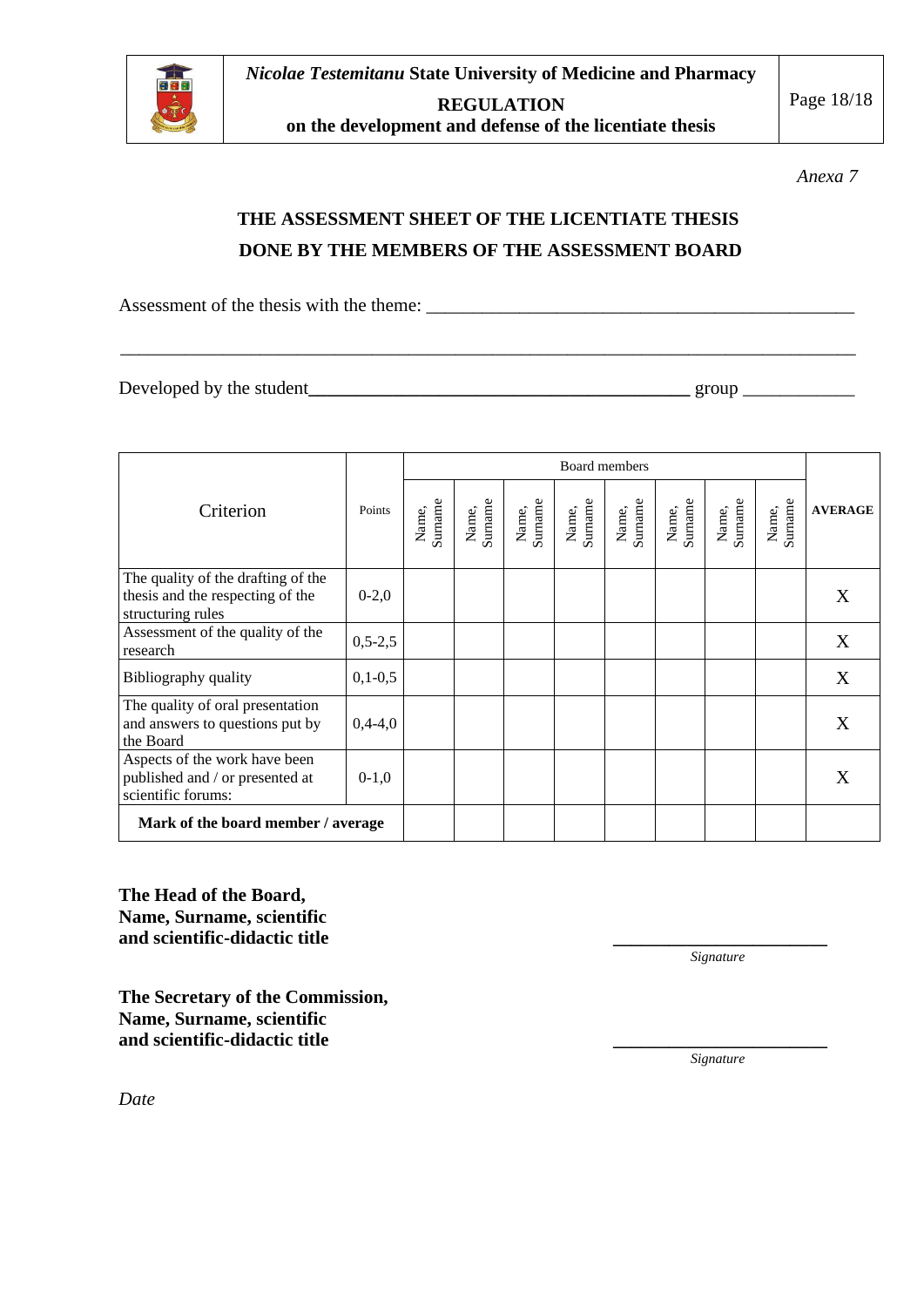*Anexa 7*

## THE ASSESSMENT SHEET OF THE LICENTIATE THESIS DONE BY THE MEMBERS OF THE ASSESSMENT BOARD

Assessment of the thesis with the theme: ______________________________________________

_______________________________________________________________________________

Developed by the student__________________________________________ group ____________

| Criterion | Points | Board members | | | | | | | | AVERAGE |
|---|---|---|---|---|---|---|---|---|---|---|
| | | Name, Surname | Name, Surname | Name, Surname | Name, Surname | Name, Surname | Name, Surname | Name, Surname | Name, Surname | |
| The quality of the drafting of the thesis and the respecting of the structuring rules | 0-2,0 | | | | | | | | | X |
| Assessment of the quality of the research | 0,5-2,5 | | | | | | | | | X |
| Bibliography quality | 0,1-0,5 | | | | | | | | | X |
| The quality of oral presentation and answers to questions put by the Board | 0,4-4,0 | | | | | | | | | X |
| Aspects of the work have been published and / or presented at scientific forums: | 0-1,0 | | | | | | | | | X |
| **Mark of the board member / average** | | | | | | | | | | |

**The Head of the Board,**
**Name, Surname, scientific**
**and scientific-didactic title**

________________________
*Signature*

**The Secretary of the Commission,**
**Name, Surname, scientific**
**and scientific-didactic title**

________________________
*Signature*

*Date*